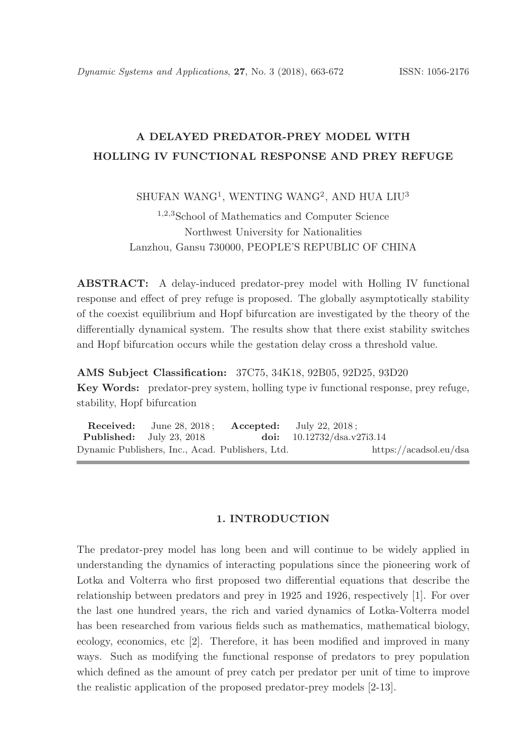# A DELAYED PREDATOR-PREY MODEL WITH HOLLING IV FUNCTIONAL RESPONSE AND PREY REFUGE

SHUFAN WANG[1], WENTING WANG[2], AND HUA LIU[3]

[1,2,3]School of Mathematics and Computer Science
Northwest University for Nationalities
Lanzhou, Gansu 730000, PEOPLE'S REPUBLIC OF CHINA

**ABSTRACT:** A delay-induced predator-prey model with Holling IV functional response and effect of prey refuge is proposed. The globally asymptotically stability of the coexist equilibrium and Hopf bifurcation are investigated by the theory of the differentially dynamical system. The results show that there exist stability switches and Hopf bifurcation occurs while the gestation delay cross a threshold value.

**AMS Subject Classification:** 37C75, 34K18, 92B05, 92D25, 93D20

**Key Words:** predator-prey system, holling type iv functional response, prey refuge, stability, Hopf bifurcation

**Received:** June 28, 2018 ; **Accepted:** July 22, 2018 ;
**Published:** July 23, 2018 **doi:** 10.12732/dsa.v27i3.14
Dynamic Publishers, Inc., Acad. Publishers, Ltd. https://acadsol.eu/dsa

## 1. INTRODUCTION

The predator-prey model has long been and will continue to be widely applied in understanding the dynamics of interacting populations since the pioneering work of Lotka and Volterra who first proposed two differential equations that describe the relationship between predators and prey in 1925 and 1926, respectively [1]. For over the last one hundred years, the rich and varied dynamics of Lotka-Volterra model has been researched from various fields such as mathematics, mathematical biology, ecology, economics, etc [2]. Therefore, it has been modified and improved in many ways. Such as modifying the functional response of predators to prey population which defined as the amount of prey catch per predator per unit of time to improve the realistic application of the proposed predator-prey models [2-13].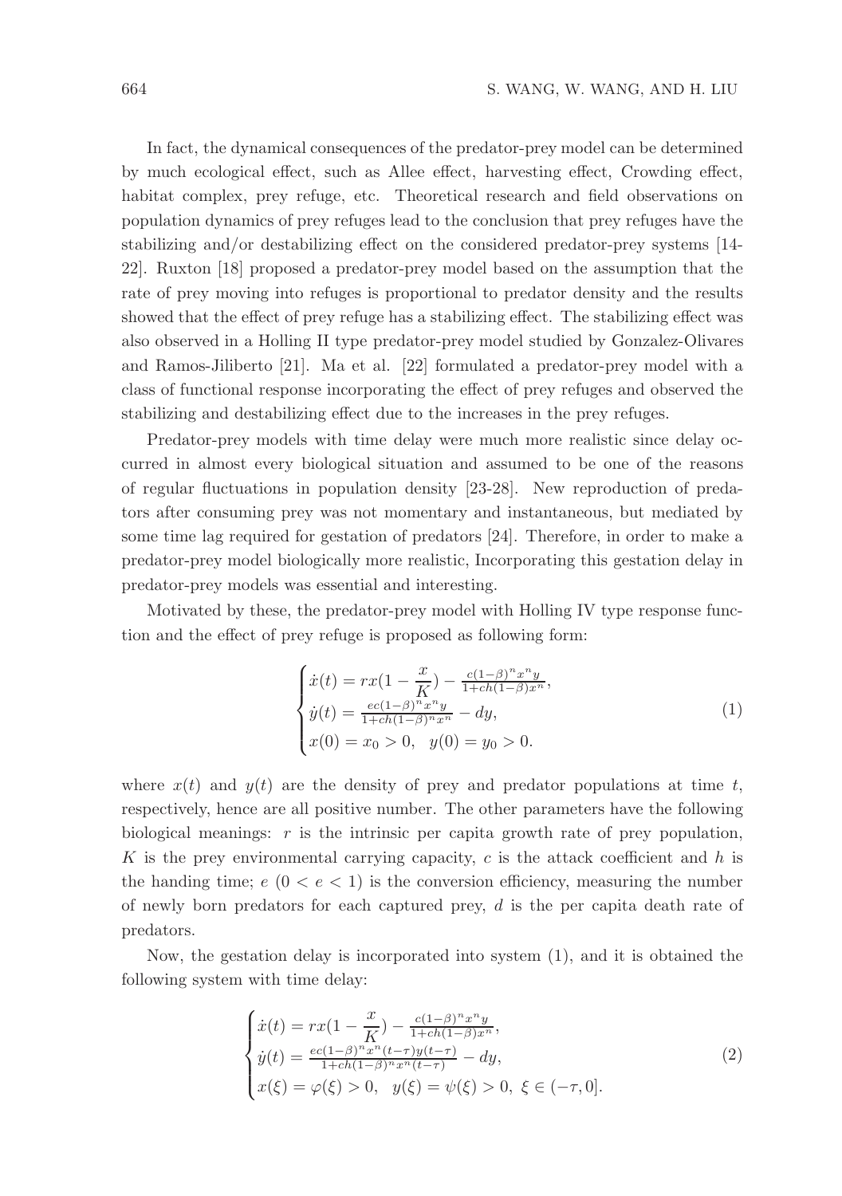In fact, the dynamical consequences of the predator-prey model can be determined by much ecological effect, such as Allee effect, harvesting effect, Crowding effect, habitat complex, prey refuge, etc. Theoretical research and field observations on population dynamics of prey refuges lead to the conclusion that prey refuges have the stabilizing and/or destabilizing effect on the considered predator-prey systems [14-22]. Ruxton [18] proposed a predator-prey model based on the assumption that the rate of prey moving into refuges is proportional to predator density and the results showed that the effect of prey refuge has a stabilizing effect. The stabilizing effect was also observed in a Holling II type predator-prey model studied by Gonzalez-Olivares and Ramos-Jiliberto [21]. Ma et al. [22] formulated a predator-prey model with a class of functional response incorporating the effect of prey refuges and observed the stabilizing and destabilizing effect due to the increases in the prey refuges.

Predator-prey models with time delay were much more realistic since delay occurred in almost every biological situation and assumed to be one of the reasons of regular fluctuations in population density [23-28]. New reproduction of predators after consuming prey was not momentary and instantaneous, but mediated by some time lag required for gestation of predators [24]. Therefore, in order to make a predator-prey model biologically more realistic, Incorporating this gestation delay in predator-prey models was essential and interesting.

Motivated by these, the predator-prey model with Holling IV type response function and the effect of prey refuge is proposed as following form:

$$
\begin{cases}
\dot{x}(t) = rx(1 - \dfrac{x}{K}) - \frac{c(1-\beta)^n x^n y}{1+ch(1-\beta)x^n}, \\
\dot{y}(t) = \frac{ec(1-\beta)^n x^n y}{1+ch(1-\beta)^n x^n} - dy, \\
x(0) = x_0 > 0, \quad y(0) = y_0 > 0.
\end{cases}
\tag{1}
$$

where $x(t)$ and $y(t)$ are the density of prey and predator populations at time $t$, respectively, hence are all positive number. The other parameters have the following biological meanings: $r$ is the intrinsic per capita growth rate of prey population, $K$ is the prey environmental carrying capacity, $c$ is the attack coefficient and $h$ is the handing time; $e$ $(0 < e < 1)$ is the conversion efficiency, measuring the number of newly born predators for each captured prey, $d$ is the per capita death rate of predators.

Now, the gestation delay is incorporated into system (1), and it is obtained the following system with time delay:

$$
\begin{cases}
\dot{x}(t) = rx(1 - \dfrac{x}{K}) - \frac{c(1-\beta)^n x^n y}{1+ch(1-\beta)x^n}, \\
\dot{y}(t) = \frac{ec(1-\beta)^n x^n (t-\tau) y(t-\tau)}{1+ch(1-\beta)^n x^n (t-\tau)} - dy, \\
x(\xi) = \varphi(\xi) > 0, \quad y(\xi) = \psi(\xi) > 0, \ \xi \in (-\tau, 0].
\end{cases}
\tag{2}
$$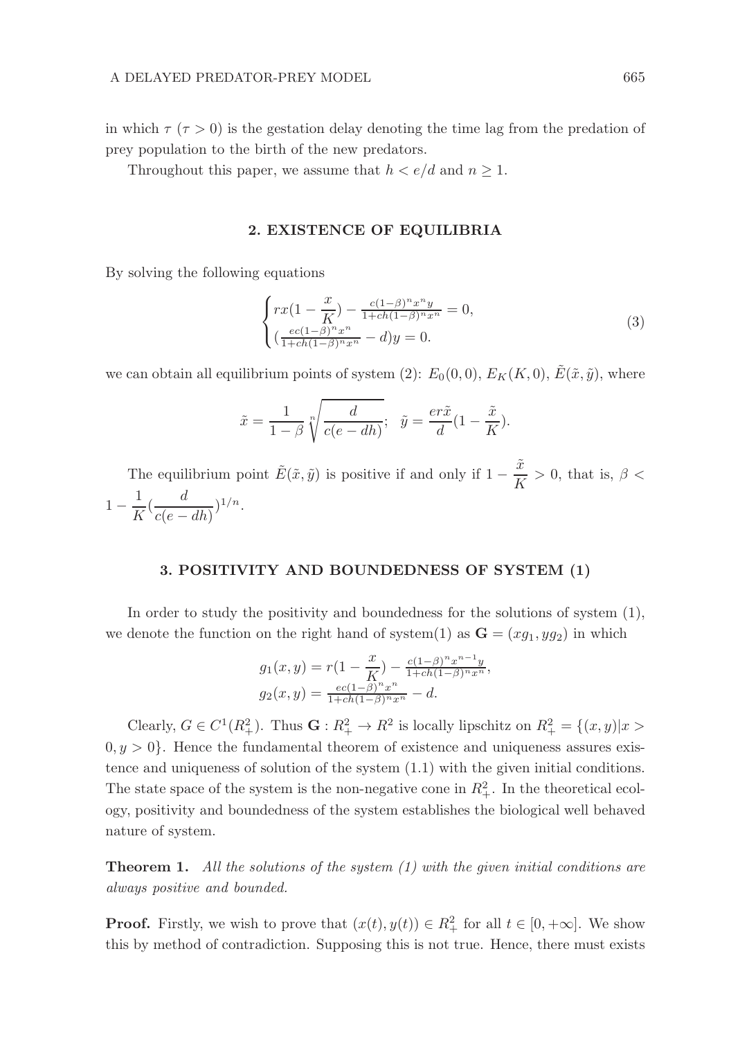in which $\tau$ ($\tau > 0$) is the gestation delay denoting the time lag from the predation of prey population to the birth of the new predators.

Throughout this paper, we assume that $h < e/d$ and $n \geq 1$.

## 2. EXISTENCE OF EQUILIBRIA

By solving the following equations

$$\begin{cases} rx(1 - \dfrac{x}{K}) - \frac{c(1-\beta)^n x^n y}{1+ch(1-\beta)^n x^n} = 0, \\ (\frac{ec(1-\beta)^n x^n}{1+ch(1-\beta)^n x^n} - d)y = 0. \end{cases} \tag{3}$$

we can obtain all equilibrium points of system (2): $E_0(0,0)$, $E_K(K,0)$, $\tilde{E}(\tilde{x},\tilde{y})$, where

$$\tilde{x} = \frac{1}{1-\beta}\sqrt[n]{\frac{d}{c(e-dh)}}; \quad \tilde{y} = \frac{er\tilde{x}}{d}(1 - \frac{\tilde{x}}{K}).$$

The equilibrium point $\tilde{E}(\tilde{x},\tilde{y})$ is positive if and only if $1 - \dfrac{\tilde{x}}{K} > 0$, that is, $\beta < 1 - \dfrac{1}{K}(\dfrac{d}{c(e-dh)})^{1/n}$.

## 3. POSITIVITY AND BOUNDEDNESS OF SYSTEM (1)

In order to study the positivity and boundedness for the solutions of system (1), we denote the function on the right hand of system(1) as $\mathbf{G} = (xg_1, yg_2)$ in which

$$g_1(x,y) = r(1 - \frac{x}{K}) - \frac{c(1-\beta)^n x^{n-1} y}{1+ch(1-\beta)^n x^n},$$
$$g_2(x,y) = \frac{ec(1-\beta)^n x^n}{1+ch(1-\beta)^n x^n} - d.$$

Clearly, $G \in C^1(R^2_+)$. Thus $\mathbf{G} : R^2_+ \to R^2$ is locally lipschitz on $R^2_+ = \{(x,y)|x > 0, y > 0\}$. Hence the fundamental theorem of existence and uniqueness assures existence and uniqueness of solution of the system (1.1) with the given initial conditions. The state space of the system is the non-negative cone in $R^2_+$. In the theoretical ecology, positivity and boundedness of the system establishes the biological well behaved nature of system.

**Theorem 1.** *All the solutions of the system (1) with the given initial conditions are always positive and bounded.*

**Proof.** Firstly, we wish to prove that $(x(t), y(t)) \in R^2_+$ for all $t \in [0, +\infty]$. We show this by method of contradiction. Supposing this is not true. Hence, there must exists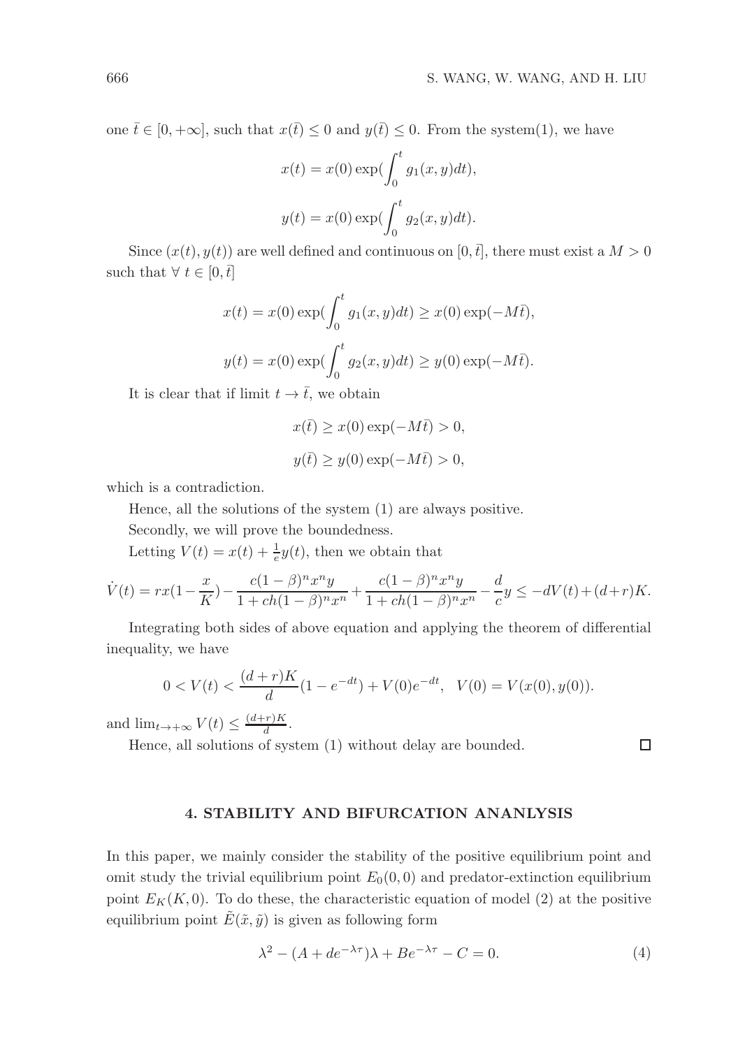one $\bar{t} \in [0, +\infty]$, such that $x(\bar{t}) \leq 0$ and $y(\bar{t}) \leq 0$. From the system(1), we have

$$x(t) = x(0)\exp(\int_0^t g_1(x,y)dt),$$

$$y(t) = x(0)\exp(\int_0^t g_2(x,y)dt).$$

Since $(x(t), y(t))$ are well defined and continuous on $[0, \bar{t}]$, there must exist a $M > 0$ such that $\forall\ t \in [0, \bar{t}]$

$$x(t) = x(0)\exp(\int_0^t g_1(x,y)dt) \geq x(0)\exp(-M\bar{t}),$$

$$y(t) = x(0)\exp(\int_0^t g_2(x,y)dt) \geq y(0)\exp(-M\bar{t}).$$

It is clear that if limit $t \to \bar{t}$, we obtain

$$x(\bar{t}) \geq x(0)\exp(-M\bar{t}) > 0,$$

$$y(\bar{t}) \geq y(0)\exp(-M\bar{t}) > 0,$$

which is a contradiction.

Hence, all the solutions of the system (1) are always positive.

Secondly, we will prove the boundedness.

Letting $V(t) = x(t) + \frac{1}{e}y(t)$, then we obtain that

$$\dot{V}(t) = rx(1-\frac{x}{K}) - \frac{c(1-\beta)^n x^n y}{1+ch(1-\beta)^n x^n} + \frac{c(1-\beta)^n x^n y}{1+ch(1-\beta)^n x^n} - \frac{d}{c}y \leq -dV(t) + (d+r)K.$$

Integrating both sides of above equation and applying the theorem of differential inequality, we have

$$0 < V(t) < \frac{(d+r)K}{d}(1-e^{-dt}) + V(0)e^{-dt}, \quad V(0) = V(x(0), y(0)).$$

and $\lim_{t\to+\infty} V(t) \leq \frac{(d+r)K}{d}$.

Hence, all solutions of system (1) without delay are bounded. □

## 4. STABILITY AND BIFURCATION ANANLYSIS

In this paper, we mainly consider the stability of the positive equilibrium point and omit study the trivial equilibrium point $E_0(0,0)$ and predator-extinction equilibrium point $E_K(K, 0)$. To do these, the characteristic equation of model (2) at the positive equilibrium point $\tilde{E}(\tilde{x}, \tilde{y})$ is given as following form

$$\lambda^2 - (A + de^{-\lambda\tau})\lambda + Be^{-\lambda\tau} - C = 0. \tag{4}$$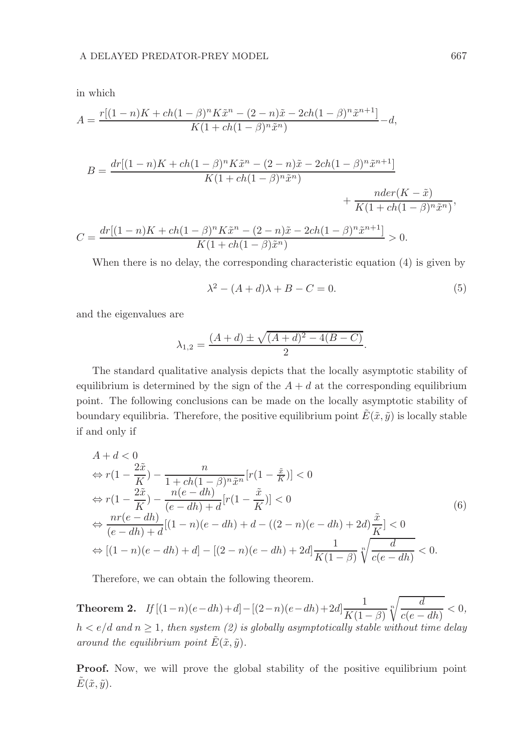in which

$$A = \frac{r[(1-n)K + ch(1-\beta)^n K\tilde{x}^n - (2-n)\tilde{x} - 2ch(1-\beta)^n \tilde{x}^{n+1}]}{K(1+ch(1-\beta)^n \tilde{x}^n)} - d,$$

$$B = \frac{dr[(1-n)K + ch(1-\beta)^n K\tilde{x}^n - (2-n)\tilde{x} - 2ch(1-\beta)^n \tilde{x}^{n+1}]}{K(1+ch(1-\beta)^n \tilde{x}^n)} + \frac{nder(K-\tilde{x})}{K(1+ch(1-\beta)^n \tilde{x}^n)},$$

$$C = \frac{dr[(1-n)K + ch(1-\beta)^n K\tilde{x}^n - (2-n)\tilde{x} - 2ch(1-\beta)^n \tilde{x}^{n+1}]}{K(1+ch(1-\beta)\tilde{x}^n)} > 0.$$

When there is no delay, the corresponding characteristic equation (4) is given by

$$\lambda^2 - (A+d)\lambda + B - C = 0. \tag{5}$$

and the eigenvalues are

$$\lambda_{1,2} = \frac{(A+d) \pm \sqrt{(A+d)^2 - 4(B-C)}}{2}.$$

The standard qualitative analysis depicts that the locally asymptotic stability of equilibrium is determined by the sign of the $A+d$ at the corresponding equilibrium point. The following conclusions can be made on the locally asymptotic stability of boundary equilibria. Therefore, the positive equilibrium point $\tilde{E}(\tilde{x}, \tilde{y})$ is locally stable if and only if

$$\begin{aligned}
& A + d < 0 \\
& \Leftrightarrow r(1 - \frac{2\tilde{x}}{K}) - \frac{n}{1+ch(1-\beta)^n\tilde{x}^n}[r(1-\tfrac{\tilde{x}}{K})] < 0 \\
& \Leftrightarrow r(1 - \frac{2\tilde{x}}{K}) - \frac{n(e-dh)}{(e-dh)+d}[r(1-\frac{\tilde{x}}{K})] < 0 \\
& \Leftrightarrow \frac{nr(e-dh)}{(e-dh)+d}[(1-n)(e-dh) + d - ((2-n)(e-dh)+2d)\frac{\tilde{x}}{K}] < 0 \\
& \Leftrightarrow [(1-n)(e-dh)+d] - [(2-n)(e-dh)+2d]\frac{1}{K(1-\beta)}\sqrt[n]{\frac{d}{c(e-dh)}} < 0.
\end{aligned} \tag{6}$$

Therefore, we can obtain the following theorem.

**Theorem 2.** *If* $[(1-n)(e-dh)+d] - [(2-n)(e-dh)+2d]\dfrac{1}{K(1-\beta)}\sqrt[n]{\dfrac{d}{c(e-dh)}} < 0$, $h < e/d$ *and* $n \geq 1$, *then system (2) is globally asymptotically stable without time delay around the equilibrium point* $\tilde{E}(\tilde{x}, \tilde{y})$.

**Proof.** Now, we will prove the global stability of the positive equilibrium point $\tilde{E}(\tilde{x}, \tilde{y})$.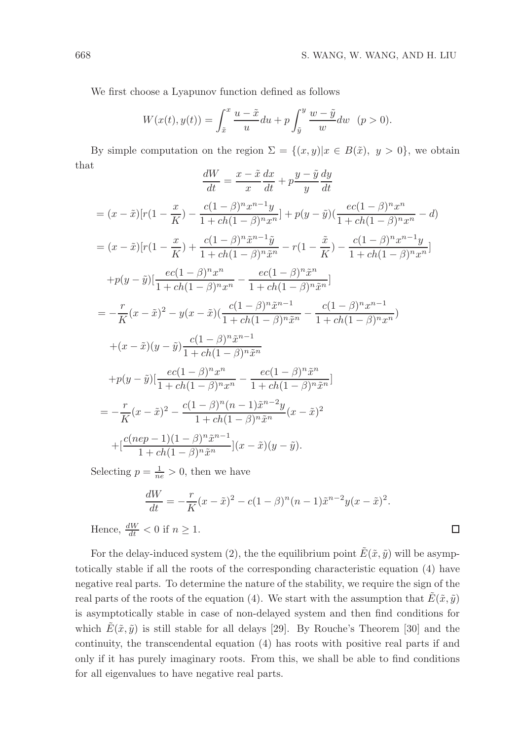We first choose a Lyapunov function defined as follows

$$W(x(t), y(t)) = \int_{\tilde{x}}^{x} \frac{u - \tilde{x}}{u} du + p \int_{\tilde{y}}^{y} \frac{w - \tilde{y}}{w} dw \quad (p > 0).$$

By simple computation on the region $\Sigma = \{(x, y) | x \in B(\tilde{x}),\ y > 0\}$, we obtain that

$$
\begin{aligned}
\frac{dW}{dt} &= \frac{x - \tilde{x}}{x} \frac{dx}{dt} + p \frac{y - \tilde{y}}{y} \frac{dy}{dt} \\
&= (x - \tilde{x})[r(1 - \frac{x}{K}) - \frac{c(1-\beta)^n x^{n-1} y}{1 + ch(1-\beta)^n x^n}] + p(y - \tilde{y})(\frac{ec(1-\beta)^n x^n}{1 + ch(1-\beta)^n x^n} - d) \\
&= (x - \tilde{x})[r(1 - \frac{x}{K}) + \frac{c(1-\beta)^n \tilde{x}^{n-1} \tilde{y}}{1 + ch(1-\beta)^n \tilde{x}^n} - r(1 - \frac{\tilde{x}}{K}) - \frac{c(1-\beta)^n x^{n-1} y}{1 + ch(1-\beta)^n x^n}] \\
&\quad + p(y - \tilde{y})[\frac{ec(1-\beta)^n x^n}{1 + ch(1-\beta)^n x^n} - \frac{ec(1-\beta)^n \tilde{x}^n}{1 + ch(1-\beta)^n \tilde{x}^n}] \\
&= -\frac{r}{K}(x - \tilde{x})^2 - y(x - \tilde{x})(\frac{c(1-\beta)^n \tilde{x}^{n-1}}{1 + ch(1-\beta)^n \tilde{x}^n} - \frac{c(1-\beta)^n x^{n-1}}{1 + ch(1-\beta)^n x^n}) \\
&\quad + (x - \tilde{x})(y - \tilde{y}) \frac{c(1-\beta)^n \tilde{x}^{n-1}}{1 + ch(1-\beta)^n \tilde{x}^n} \\
&\quad + p(y - \tilde{y})[\frac{ec(1-\beta)^n x^n}{1 + ch(1-\beta)^n x^n} - \frac{ec(1-\beta)^n \tilde{x}^n}{1 + ch(1-\beta)^n \tilde{x}^n}] \\
&= -\frac{r}{K}(x - \tilde{x})^2 - \frac{c(1-\beta)^n (n-1) \tilde{x}^{n-2} y}{1 + ch(1-\beta)^n \tilde{x}^n}(x - \tilde{x})^2 \\
&\quad + [\frac{c(nep - 1)(1-\beta)^n \tilde{x}^{n-1}}{1 + ch(1-\beta)^n \tilde{x}^n}](x - \tilde{x})(y - \tilde{y}).
\end{aligned}
$$

Selecting $p = \frac{1}{ne} > 0$, then we have

$$\frac{dW}{dt} = -\frac{r}{K}(x - \tilde{x})^2 - c(1-\beta)^n (n-1) \tilde{x}^{n-2} y (x - \tilde{x})^2.$$

Hence, $\frac{dW}{dt} < 0$ if $n \geq 1$. □

For the delay-induced system (2), the the equilibrium point $\tilde{E}(\tilde{x}, \tilde{y})$ will be asymptotically stable if all the roots of the corresponding characteristic equation (4) have negative real parts. To determine the nature of the stability, we require the sign of the real parts of the roots of the equation (4). We start with the assumption that $\tilde{E}(\tilde{x}, \tilde{y})$ is asymptotically stable in case of non-delayed system and then find conditions for which $\tilde{E}(\tilde{x}, \tilde{y})$ is still stable for all delays [29]. By Rouche's Theorem [30] and the continuity, the transcendental equation (4) has roots with positive real parts if and only if it has purely imaginary roots. From this, we shall be able to find conditions for all eigenvalues to have negative real parts.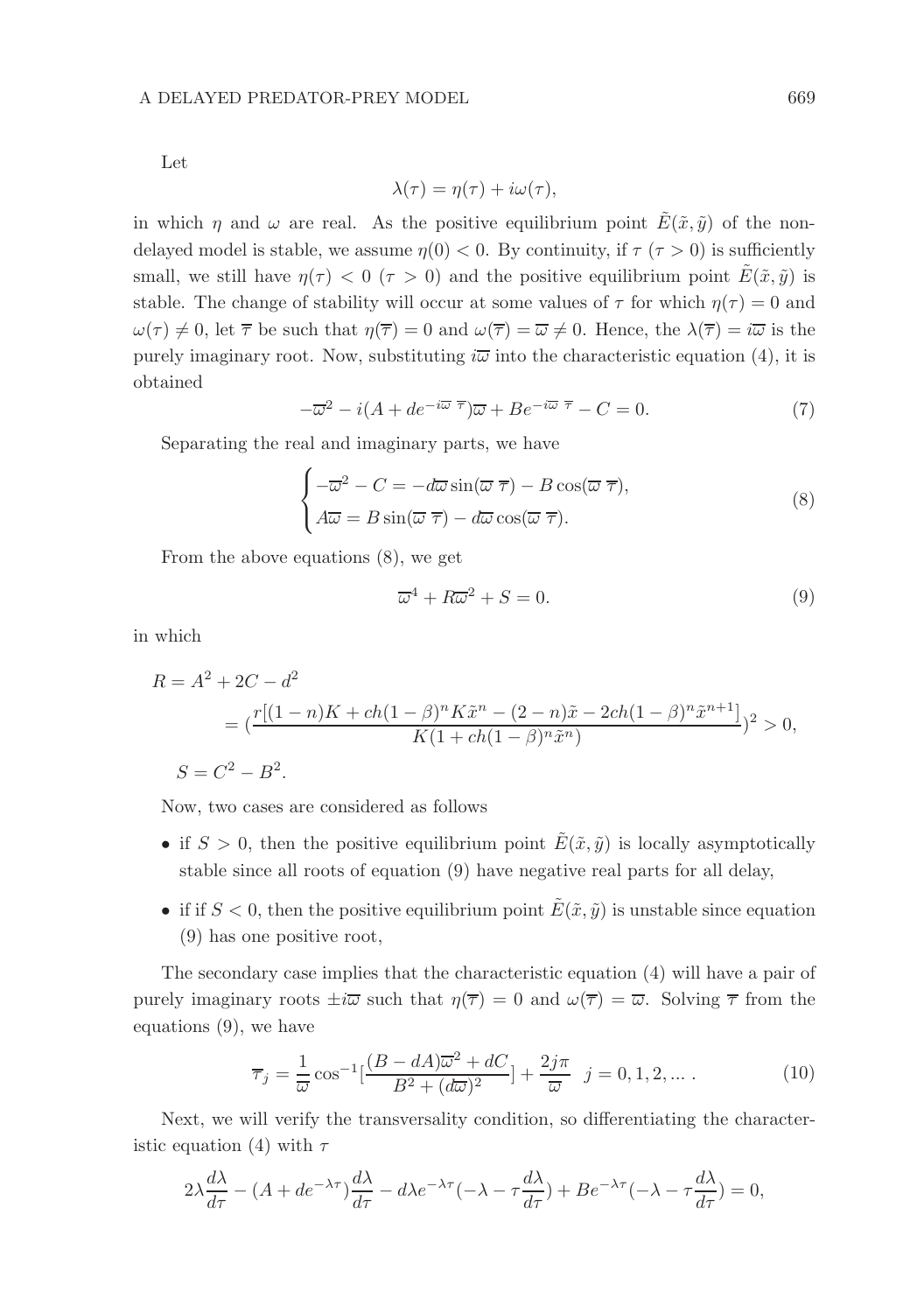Let

$$\lambda(\tau) = \eta(\tau) + i\omega(\tau),$$

in which $\eta$ and $\omega$ are real. As the positive equilibrium point $\tilde{E}(\tilde{x}, \tilde{y})$ of the non-delayed model is stable, we assume $\eta(0) < 0$. By continuity, if $\tau$ ($\tau > 0$) is sufficiently small, we still have $\eta(\tau) < 0$ ($\tau > 0$) and the positive equilibrium point $\tilde{E}(\tilde{x}, \tilde{y})$ is stable. The change of stability will occur at some values of $\tau$ for which $\eta(\tau) = 0$ and $\omega(\tau) \neq 0$, let $\overline{\tau}$ be such that $\eta(\overline{\tau}) = 0$ and $\omega(\overline{\tau}) = \overline{\varpi} \neq 0$. Hence, the $\lambda(\overline{\tau}) = i\overline{\varpi}$ is the purely imaginary root. Now, substituting $i\overline{\varpi}$ into the characteristic equation (4), it is obtained

$$-\overline{\varpi}^2 - i(A + de^{-i\overline{\varpi}\ \overline{\tau}})\overline{\varpi} + Be^{-i\overline{\varpi}\ \overline{\tau}} - C = 0. \tag{7}$$

Separating the real and imaginary parts, we have

$$\begin{cases} -\overline{\varpi}^2 - C = -d\overline{\varpi}\sin(\overline{\varpi}\ \overline{\tau}) - B\cos(\overline{\varpi}\ \overline{\tau}), \\ A\overline{\varpi} = B\sin(\overline{\varpi}\ \overline{\tau}) - d\overline{\varpi}\cos(\overline{\varpi}\ \overline{\tau}). \end{cases} \tag{8}$$

From the above equations (8), we get

$$\overline{\varpi}^4 + R\overline{\varpi}^2 + S = 0. \tag{9}$$

in which

$$\begin{aligned} R &= A^2 + 2C - d^2 \\ &= \left(\frac{r[(1-n)K + ch(1-\beta)^n K\tilde{x}^n - (2-n)\tilde{x} - 2ch(1-\beta)^n \tilde{x}^{n+1}]}{K(1 + ch(1-\beta)^n \tilde{x}^n)}\right)^2 > 0, \\ S &= C^2 - B^2. \end{aligned}$$

Now, two cases are considered as follows

- if $S > 0$, then the positive equilibrium point $\tilde{E}(\tilde{x}, \tilde{y})$ is locally asymptotically stable since all roots of equation (9) have negative real parts for all delay,
- if if $S < 0$, then the positive equilibrium point $\tilde{E}(\tilde{x}, \tilde{y})$ is unstable since equation (9) has one positive root,

The secondary case implies that the characteristic equation (4) will have a pair of purely imaginary roots $\pm i\overline{\varpi}$ such that $\eta(\overline{\tau}) = 0$ and $\omega(\overline{\tau}) = \overline{\varpi}$. Solving $\overline{\tau}$ from the equations (9), we have

$$\overline{\tau}_j = \frac{1}{\overline{\varpi}}\cos^{-1}\left[\frac{(B - dA)\overline{\varpi}^2 + dC}{B^2 + (d\overline{\varpi})^2}\right] + \frac{2j\pi}{\overline{\varpi}} \quad j = 0, 1, 2, \ldots . \tag{10}$$

Next, we will verify the transversality condition, so differentiating the characteristic equation (4) with $\tau$

$$2\lambda\frac{d\lambda}{d\tau} - (A + de^{-\lambda\tau})\frac{d\lambda}{d\tau} - d\lambda e^{-\lambda\tau}(-\lambda - \tau\frac{d\lambda}{d\tau}) + Be^{-\lambda\tau}(-\lambda - \tau\frac{d\lambda}{d\tau}) = 0,$$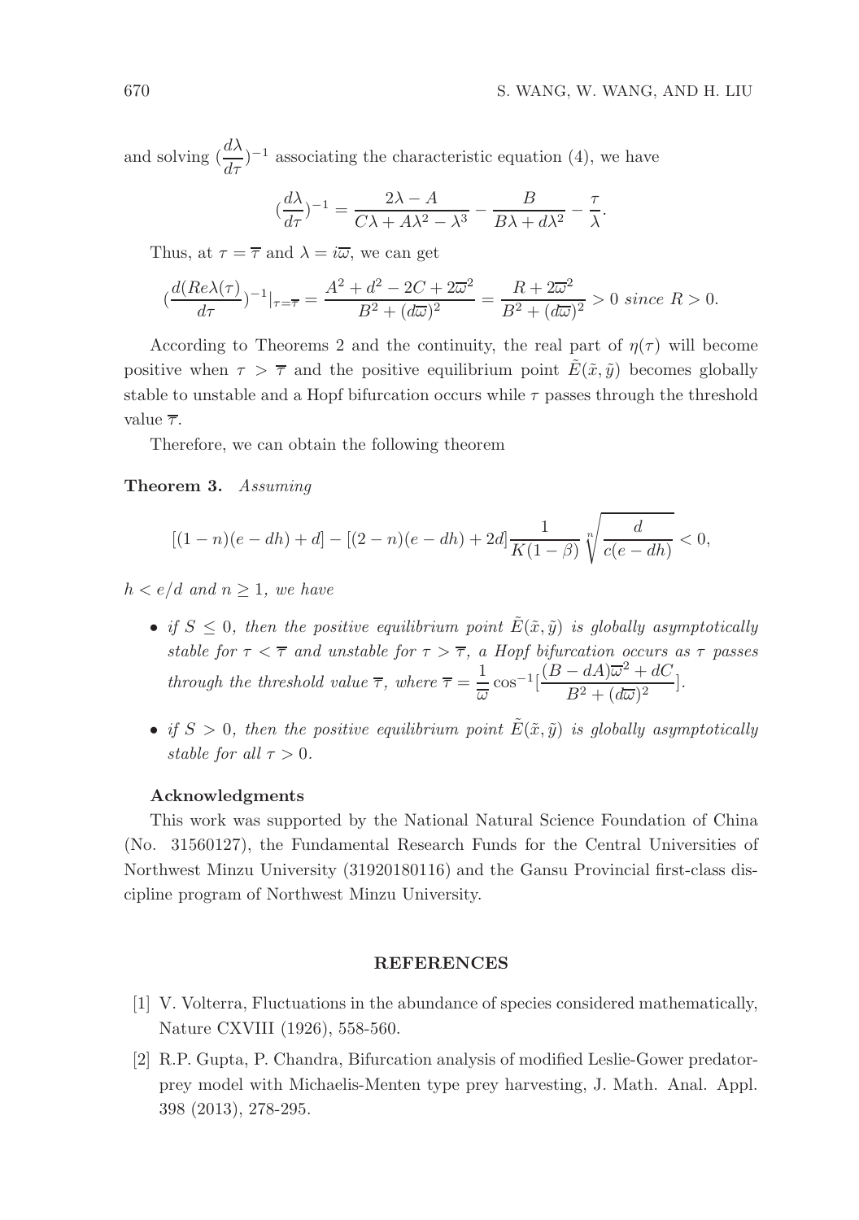and solving $(\frac{d\lambda}{d\tau})^{-1}$ associating the characteristic equation (4), we have

$$(\frac{d\lambda}{d\tau})^{-1} = \frac{2\lambda - A}{C\lambda + A\lambda^2 - \lambda^3} - \frac{B}{B\lambda + d\lambda^2} - \frac{\tau}{\lambda}.$$

Thus, at $\tau = \overline{\tau}$ and $\lambda = i\overline{\omega}$, we can get

$$(\frac{d(Re\lambda(\tau)}{d\tau})^{-1}|_{\tau=\overline{\tau}} = \frac{A^2 + d^2 - 2C + 2\overline{\omega}^2}{B^2 + (d\overline{\omega})^2} = \frac{R + 2\overline{\omega}^2}{B^2 + (d\overline{\omega})^2} > 0 \text{ } since \text{ } R > 0.$$

According to Theorems 2 and the continuity, the real part of $\eta(\tau)$ will become positive when $\tau > \overline{\tau}$ and the positive equilibrium point $\tilde{E}(\tilde{x}, \tilde{y})$ becomes globally stable to unstable and a Hopf bifurcation occurs while $\tau$ passes through the threshold value $\overline{\tau}$.

Therefore, we can obtain the following theorem

**Theorem 3.** *Assuming*

$$[(1-n)(e-dh)+d] - [(2-n)(e-dh)+2d]\frac{1}{K(1-\beta)}\sqrt[n]{\frac{d}{c(e-dh)}} < 0,$$

*$h < e/d$ and $n \geq 1$, we have*

- *if $S \leq 0$, then the positive equilibrium point $\tilde{E}(\tilde{x}, \tilde{y})$ is globally asymptotically stable for $\tau < \overline{\tau}$ and unstable for $\tau > \overline{\tau}$, a Hopf bifurcation occurs as $\tau$ passes through the threshold value $\overline{\tau}$, where $\overline{\tau} = \frac{1}{\overline{\omega}} \cos^{-1}[\frac{(B - dA)\overline{\omega}^2 + dC}{B^2 + (d\overline{\omega})^2}]$.*
- *if $S > 0$, then the positive equilibrium point $\tilde{E}(\tilde{x}, \tilde{y})$ is globally asymptotically stable for all $\tau > 0$.*

### Acknowledgments

This work was supported by the National Natural Science Foundation of China (No. 31560127), the Fundamental Research Funds for the Central Universities of Northwest Minzu University (31920180116) and the Gansu Provincial first-class discipline program of Northwest Minzu University.

## REFERENCES

[1] V. Volterra, Fluctuations in the abundance of species considered mathematically, Nature CXVIII (1926), 558-560.

[2] R.P. Gupta, P. Chandra, Bifurcation analysis of modified Leslie-Gower predator-prey model with Michaelis-Menten type prey harvesting, J. Math. Anal. Appl. 398 (2013), 278-295.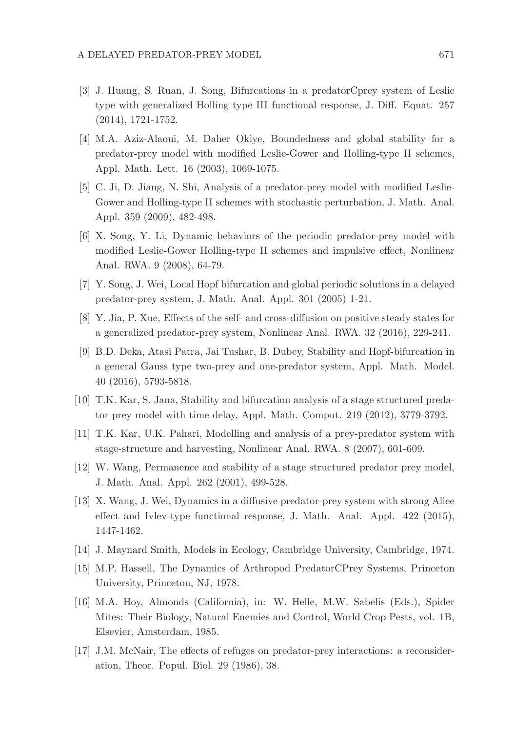[3] J. Huang, S. Ruan, J. Song, Bifurcations in a predatorCprey system of Leslie type with generalized Holling type III functional response, J. Diff. Equat. 257 (2014), 1721-1752.

[4] M.A. Aziz-Alaoui, M. Daher Okiye, Boundedness and global stability for a predator-prey model with modified Leslie-Gower and Holling-type II schemes, Appl. Math. Lett. 16 (2003), 1069-1075.

[5] C. Ji, D. Jiang, N. Shi, Analysis of a predator-prey model with modified Leslie-Gower and Holling-type II schemes with stochastic perturbation, J. Math. Anal. Appl. 359 (2009), 482-498.

[6] X. Song, Y. Li, Dynamic behaviors of the periodic predator-prey model with modified Leslie-Gower Holling-type II schemes and impulsive effect, Nonlinear Anal. RWA. 9 (2008), 64-79.

[7] Y. Song, J. Wei, Local Hopf bifurcation and global periodic solutions in a delayed predator-prey system, J. Math. Anal. Appl. 301 (2005) 1-21.

[8] Y. Jia, P. Xue, Effects of the self- and cross-diffusion on positive steady states for a generalized predator-prey system, Nonlinear Anal. RWA. 32 (2016), 229-241.

[9] B.D. Deka, Atasi Patra, Jai Tushar, B. Dubey, Stability and Hopf-bifurcation in a general Gauss type two-prey and one-predator system, Appl. Math. Model. 40 (2016), 5793-5818.

[10] T.K. Kar, S. Jana, Stability and bifurcation analysis of a stage structured predator prey model with time delay, Appl. Math. Comput. 219 (2012), 3779-3792.

[11] T.K. Kar, U.K. Pahari, Modelling and analysis of a prey-predator system with stage-structure and harvesting, Nonlinear Anal. RWA. 8 (2007), 601-609.

[12] W. Wang, Permanence and stability of a stage structured predator prey model, J. Math. Anal. Appl. 262 (2001), 499-528.

[13] X. Wang, J. Wei, Dynamics in a diffusive predator-prey system with strong Allee effect and Ivlev-type functional response, J. Math. Anal. Appl. 422 (2015), 1447-1462.

[14] J. Maynard Smith, Models in Ecology, Cambridge University, Cambridge, 1974.

[15] M.P. Hassell, The Dynamics of Arthropod PredatorCPrey Systems, Princeton University, Princeton, NJ, 1978.

[16] M.A. Hoy, Almonds (California), in: W. Helle, M.W. Sabelis (Eds.), Spider Mites: Their Biology, Natural Enemies and Control, World Crop Pests, vol. 1B, Elsevier, Amsterdam, 1985.

[17] J.M. McNair, The effects of refuges on predator-prey interactions: a reconsideration, Theor. Popul. Biol. 29 (1986), 38.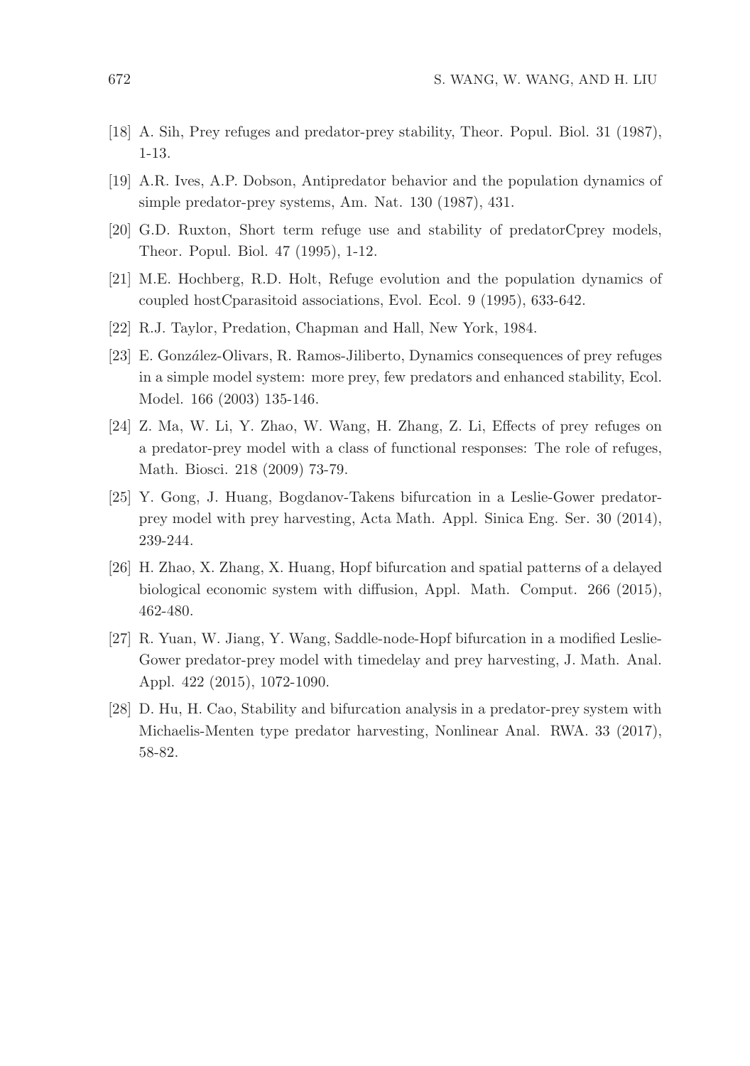[18] A. Sih, Prey refuges and predator-prey stability, Theor. Popul. Biol. 31 (1987), 1-13.

[19] A.R. Ives, A.P. Dobson, Antipredator behavior and the population dynamics of simple predator-prey systems, Am. Nat. 130 (1987), 431.

[20] G.D. Ruxton, Short term refuge use and stability of predatorCprey models, Theor. Popul. Biol. 47 (1995), 1-12.

[21] M.E. Hochberg, R.D. Holt, Refuge evolution and the population dynamics of coupled hostCparasitoid associations, Evol. Ecol. 9 (1995), 633-642.

[22] R.J. Taylor, Predation, Chapman and Hall, New York, 1984.

[23] E. González-Olivars, R. Ramos-Jiliberto, Dynamics consequences of prey refuges in a simple model system: more prey, few predators and enhanced stability, Ecol. Model. 166 (2003) 135-146.

[24] Z. Ma, W. Li, Y. Zhao, W. Wang, H. Zhang, Z. Li, Effects of prey refuges on a predator-prey model with a class of functional responses: The role of refuges, Math. Biosci. 218 (2009) 73-79.

[25] Y. Gong, J. Huang, Bogdanov-Takens bifurcation in a Leslie-Gower predator-prey model with prey harvesting, Acta Math. Appl. Sinica Eng. Ser. 30 (2014), 239-244.

[26] H. Zhao, X. Zhang, X. Huang, Hopf bifurcation and spatial patterns of a delayed biological economic system with diffusion, Appl. Math. Comput. 266 (2015), 462-480.

[27] R. Yuan, W. Jiang, Y. Wang, Saddle-node-Hopf bifurcation in a modified Leslie-Gower predator-prey model with timedelay and prey harvesting, J. Math. Anal. Appl. 422 (2015), 1072-1090.

[28] D. Hu, H. Cao, Stability and bifurcation analysis in a predator-prey system with Michaelis-Menten type predator harvesting, Nonlinear Anal. RWA. 33 (2017), 58-82.